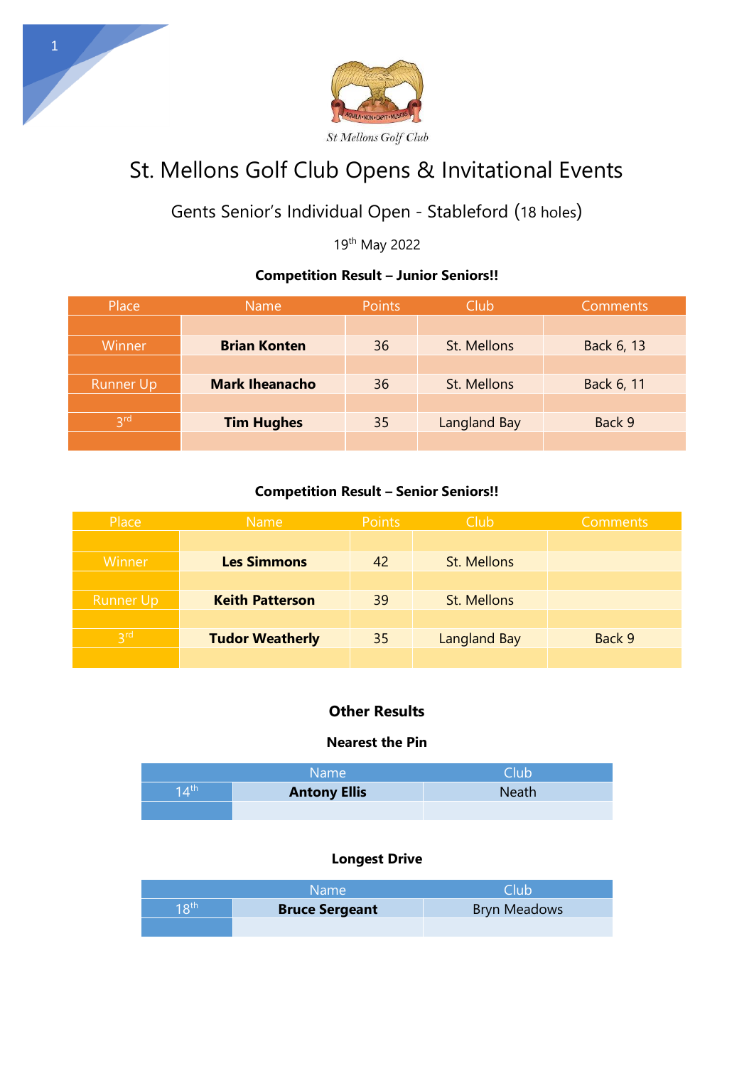St Mellons Golf Club

# St. Mellons Golf Club Opens & Invitational Events

## Gents Senior's Individual Open - Stableford (18 holes)

19th May 2022

### Competition Result – Junior Seniors!!

| Place | Name | Points | Club | Comments |
|---|---|---|---|---|
| Winner | **Brian Konten** | 36 | St. Mellons | Back 6, 13 |
| Runner Up | **Mark Iheanacho** | 36 | St. Mellons | Back 6, 11 |
| 3rd | **Tim Hughes** | 35 | Langland Bay | Back 9 |

### Competition Result – Senior Seniors!!

| Place | Name | Points | Club | Comments |
|---|---|---|---|---|
| Winner | **Les Simmons** | 42 | St. Mellons | |
| Runner Up | **Keith Patterson** | 39 | St. Mellons | |
| 3rd | **Tudor Weatherly** | 35 | Langland Bay | Back 9 |

### Other Results

#### Nearest the Pin

| | Name | Club |
|---|---|---|
| 14th | **Antony Ellis** | Neath |

#### Longest Drive

| | Name | Club |
|---|---|---|
| 18th | **Bruce Sergeant** | Bryn Meadows |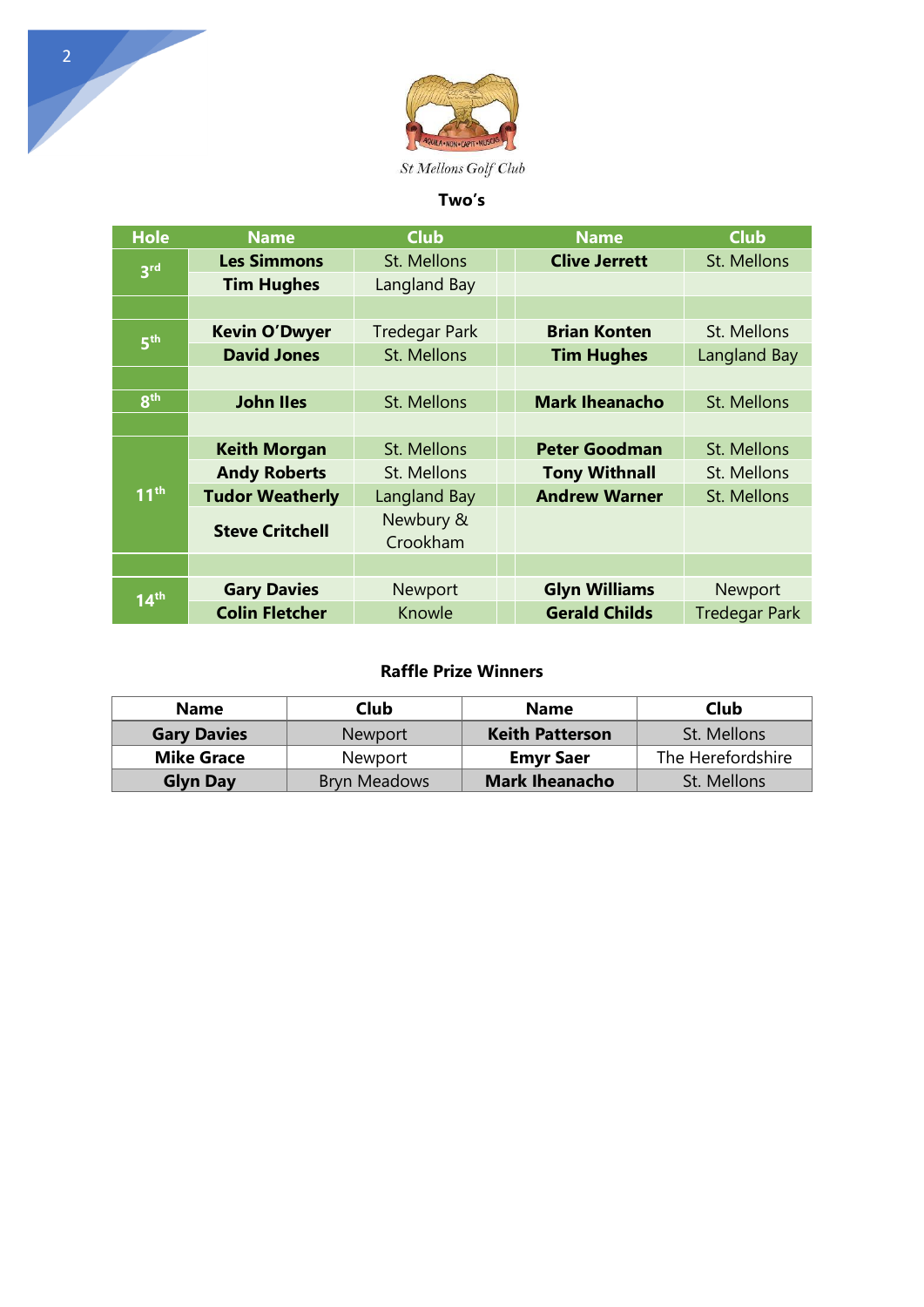St Mellons Golf Club

**Two's**

| Hole | Name | Club | Name | Club |
|---|---|---|---|---|
| 3rd | **Les Simmons** | St. Mellons | **Clive Jerrett** | St. Mellons |
| | **Tim Hughes** | Langland Bay | | |
| | | | | |
| 5th | **Kevin O'Dwyer** | Tredegar Park | **Brian Konten** | St. Mellons |
| | **David Jones** | St. Mellons | **Tim Hughes** | Langland Bay |
| | | | | |
| 8th | **John Iles** | St. Mellons | **Mark Iheanacho** | St. Mellons |
| | | | | |
| 11th | **Keith Morgan** | St. Mellons | **Peter Goodman** | St. Mellons |
| | **Andy Roberts** | St. Mellons | **Tony Withnall** | St. Mellons |
| | **Tudor Weatherly** | Langland Bay | **Andrew Warner** | St. Mellons |
| | **Steve Critchell** | Newbury & Crookham | | |
| | | | | |
| 14th | **Gary Davies** | Newport | **Glyn Williams** | Newport |
| | **Colin Fletcher** | Knowle | **Gerald Childs** | Tredegar Park |

**Raffle Prize Winners**

| Name | Club | Name | Club |
|---|---|---|---|
| **Gary Davies** | Newport | **Keith Patterson** | St. Mellons |
| **Mike Grace** | Newport | **Emyr Saer** | The Herefordshire |
| **Glyn Day** | Bryn Meadows | **Mark Iheanacho** | St. Mellons |